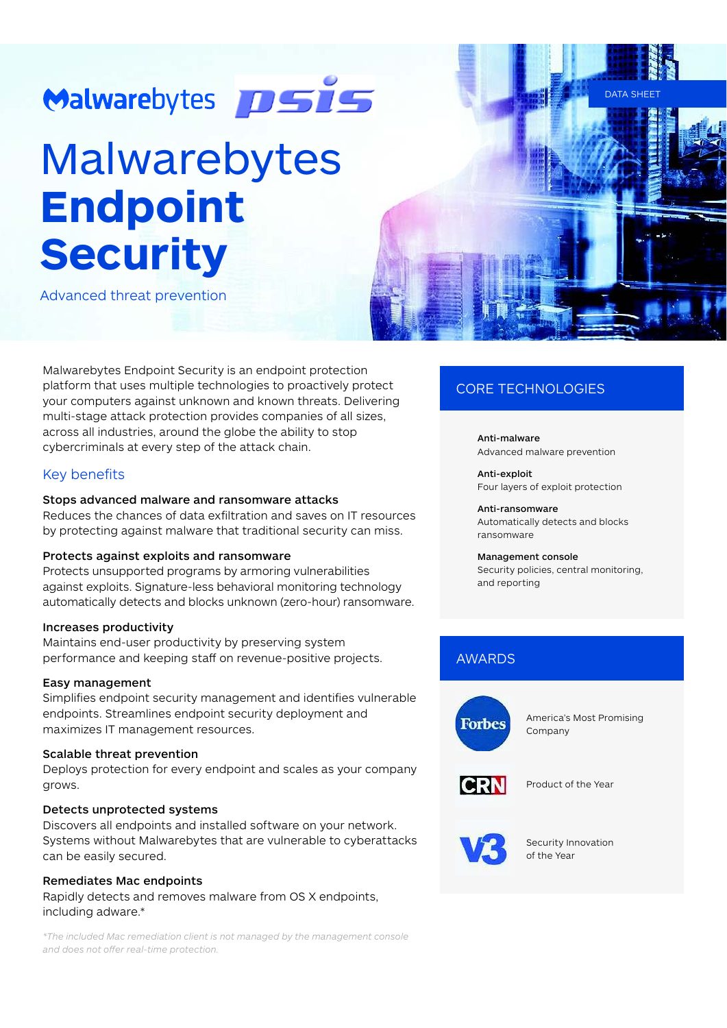DATA SHEET

# Malwarebytes **Endpoint Security**

Advanced threat prevention

Malwarebytes Endpoint Security is an endpoint protection platform that uses multiple technologies to proactively protect your computers against unknown and known threats. Delivering multi-stage attack protection provides companies of all sizes, across all industries, around the globe the ability to stop cybercriminals at every step of the attack chain.

## Key benefits

**Stops advanced malware and ransomware attacks**
Reduces the chances of data exfiltration and saves on IT resources by protecting against malware that traditional security can miss.

**Protects against exploits and ransomware**
Protects unsupported programs by armoring vulnerabilities against exploits. Signature-less behavioral monitoring technology automatically detects and blocks unknown (zero-hour) ransomware.

**Increases productivity**
Maintains end-user productivity by preserving system performance and keeping staff on revenue-positive projects.

**Easy management**
Simplifies endpoint security management and identifies vulnerable endpoints. Streamlines endpoint security deployment and maximizes IT management resources.

**Scalable threat prevention**
Deploys protection for every endpoint and scales as your company grows.

**Detects unprotected systems**
Discovers all endpoints and installed software on your network. Systems without Malwarebytes that are vulnerable to cyberattacks can be easily secured.

**Remediates Mac endpoints**
Rapidly detects and removes malware from OS X endpoints, including adware.*

*\*The included Mac remediation client is not managed by the management console and does not offer real-time protection.*

## CORE TECHNOLOGIES

**Anti-malware**
Advanced malware prevention

**Anti-exploit**
Four layers of exploit protection

**Anti-ransomware**
Automatically detects and blocks ransomware

**Management console**
Security policies, central monitoring, and reporting

## AWARDS

Forbes — America's Most Promising Company

CRN — Product of the Year

V3 — Security Innovation of the Year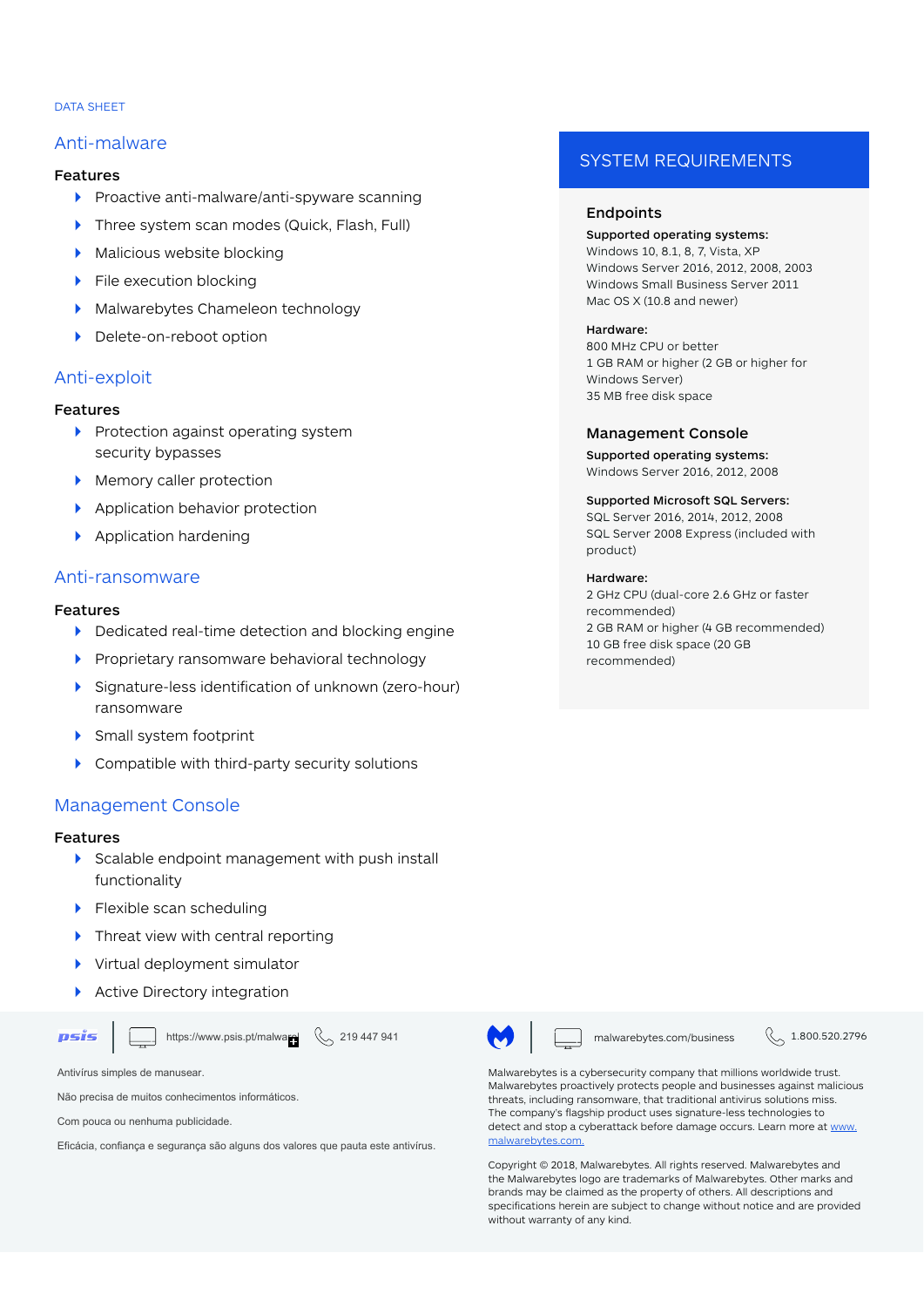DATA SHEET

## Anti-malware

### Features

- Proactive anti-malware/anti-spyware scanning
- Three system scan modes (Quick, Flash, Full)
- Malicious website blocking
- File execution blocking
- Malwarebytes Chameleon technology
- Delete-on-reboot option

## Anti-exploit

### Features

- Protection against operating system security bypasses
- Memory caller protection
- Application behavior protection
- Application hardening

## Anti-ransomware

### Features

- Dedicated real-time detection and blocking engine
- Proprietary ransomware behavioral technology
- Signature-less identification of unknown (zero-hour) ransomware
- Small system footprint
- Compatible with third-party security solutions

## Management Console

### Features

- Scalable endpoint management with push install functionality
- Flexible scan scheduling
- Threat view with central reporting
- Virtual deployment simulator
- Active Directory integration

## SYSTEM REQUIREMENTS

### Endpoints

**Supported operating systems:**
Windows 10, 8.1, 8, 7, Vista, XP
Windows Server 2016, 2012, 2008, 2003
Windows Small Business Server 2011
Mac OS X (10.8 and newer)

**Hardware:**
800 MHz CPU or better
1 GB RAM or higher (2 GB or higher for Windows Server)
35 MB free disk space

### Management Console

**Supported operating systems:**
Windows Server 2016, 2012, 2008

**Supported Microsoft SQL Servers:**
SQL Server 2016, 2014, 2012, 2008
SQL Server 2008 Express (included with product)

**Hardware:**
2 GHz CPU (dual-core 2.6 GHz or faster recommended)
2 GB RAM or higher (4 GB recommended)
10 GB free disk space (20 GB recommended)

psis | https://www.psis.pt/malware | 219 447 941

Antivírus simples de manusear.

Não precisa de muitos conhecimentos informáticos.

Com pouca ou nenhuma publicidade.

Eficácia, confiança e segurança são alguns dos valores que pauta este antivírus.

malwarebytes.com/business | 1.800.520.2796

Malwarebytes is a cybersecurity company that millions worldwide trust. Malwarebytes proactively protects people and businesses against malicious threats, including ransomware, that traditional antivirus solutions miss. The company's flagship product uses signature-less technologies to detect and stop a cyberattack before damage occurs. Learn more at www.malwarebytes.com.

Copyright © 2018, Malwarebytes. All rights reserved. Malwarebytes and the Malwarebytes logo are trademarks of Malwarebytes. Other marks and brands may be claimed as the property of others. All descriptions and specifications herein are subject to change without notice and are provided without warranty of any kind.